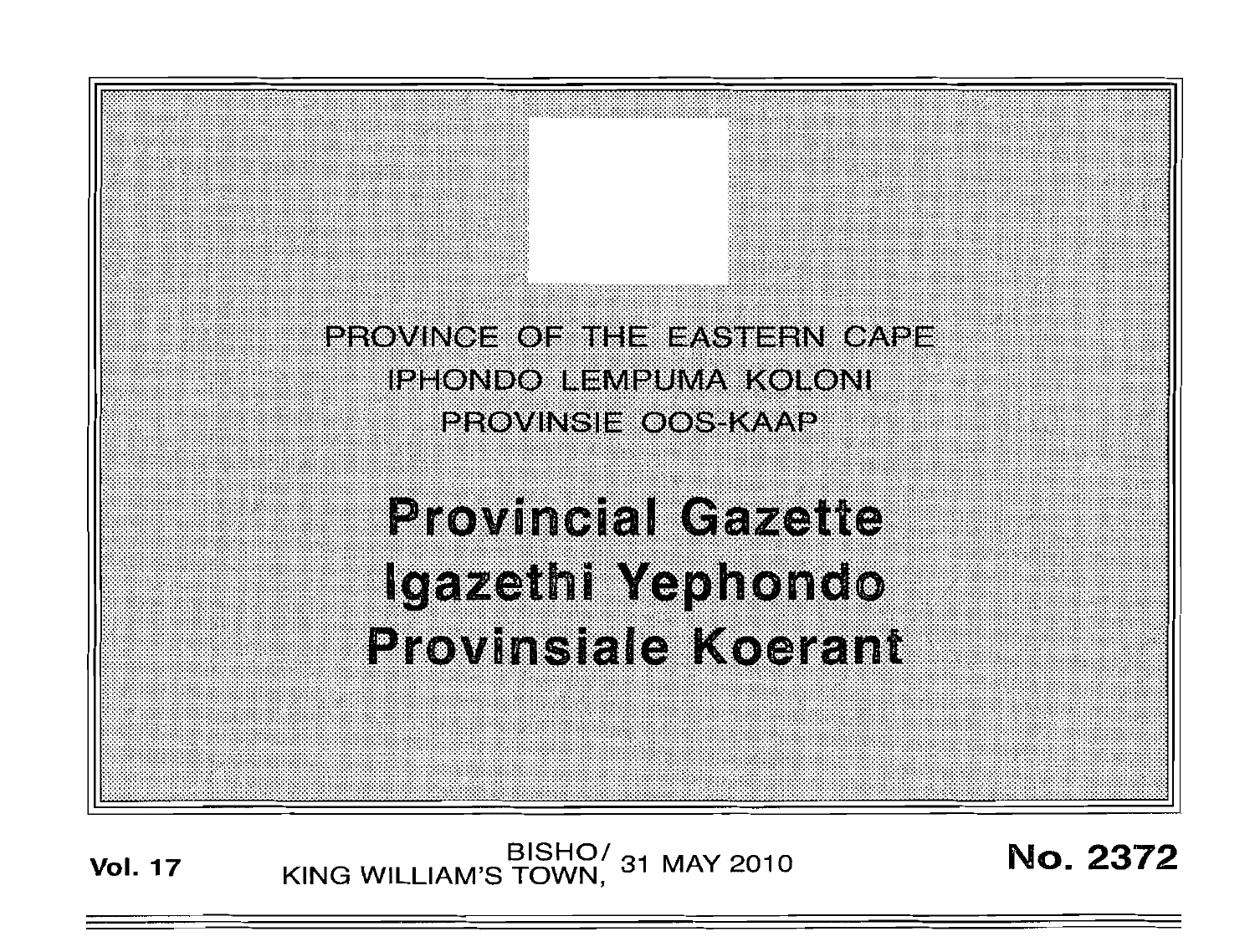PROVINCE OF THE EASTERN CAPE
IPHONDO LEMPUMA KOLONI
PROVINSIE OOS-KAAP

# Provincial Gazette
# Igazethi Yephondo
# Provinsiale Koerant

**Vol. 17** BISHO/ KING WILLIAM'S TOWN, 31 MAY 2010 **No. 2372**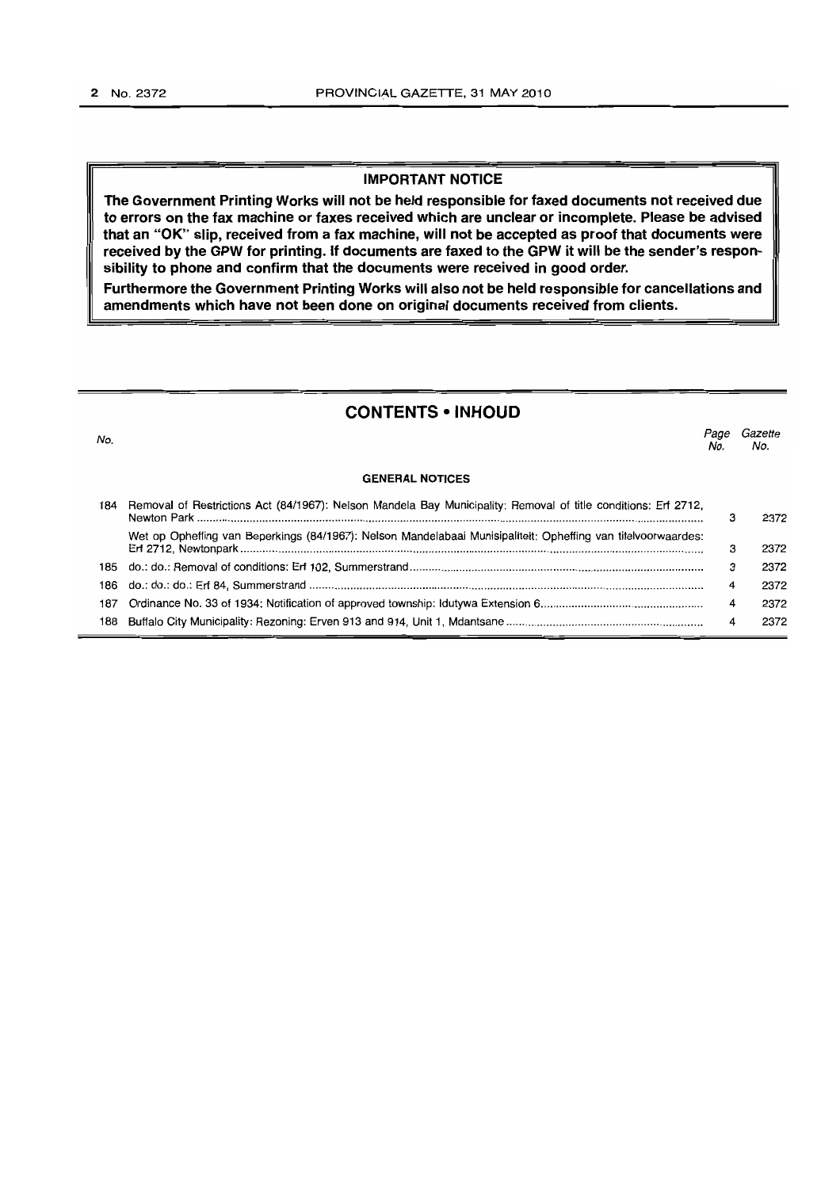## IMPORTANT NOTICE

**The Government Printing Works will not be held responsible for faxed documents not received due to errors on the fax machine or faxes received which are unclear or incomplete. Please be advised that an "OK" slip, received from a fax machine, will not be accepted as proof that documents were received by the GPW for printing. If documents are faxed to the GPW it will be the sender's responsibility to phone and confirm that the documents were received in good order.**

**Furthermore the Government Printing Works will also not be held responsible for cancellations and amendments which have not been done on original documents received from clients.**

## CONTENTS • INHOUD

| No. | | Page No. | Gazette No. |
|---|---|---|---|
| | **GENERAL NOTICES** | | |
| 184 | Removal of Restrictions Act (84/1967): Nelson Mandela Bay Municipality: Removal of title conditions: Erf 2712, Newton Park | 3 | 2372 |
| | Wet op Opheffing van Beperkings (84/1967): Nelson Mandelabaai Munisipaliteit: Opheffing van titelvoorwaardes: Erf 2712, Newtonpark | 3 | 2372 |
| 185 | do.: do.: Removal of conditions: Erf 102, Summerstrand | 3 | 2372 |
| 186 | do.: do.: do.: Erf 84, Summerstrand | 4 | 2372 |
| 187 | Ordinance No. 33 of 1934: Notification of approved township: Idutywa Extension 6 | 4 | 2372 |
| 188 | Buffalo City Municipality: Rezoning: Erven 913 and 914, Unit 1, Mdantsane | 4 | 2372 |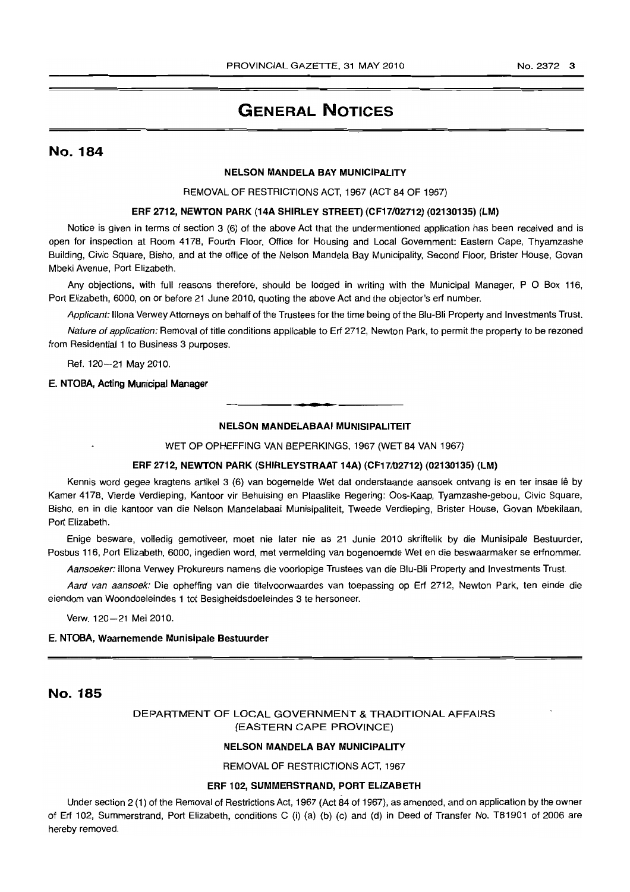# GENERAL NOTICES

## No. 184

**NELSON MANDELA BAY MUNICIPALITY**

REMOVAL OF RESTRICTIONS ACT, 1967 (ACT 84 OF 1967)

**ERF 2712, NEWTON PARK (14A SHIRLEY STREET) (CF17/02712) (02130135) (LM)**

Notice is given in terms of section 3 (6) of the above Act that the undermentioned application has been received and is open for inspection at Room 4178, Fourth Floor, Office for Housing and Local Government: Eastern Cape, Thyamzashe Building, Civic Square, Bisho, and at the office of the Nelson Mandela Bay Municipality, Second Floor, Brister House, Govan Mbeki Avenue, Port Elizabeth.

Any objections, with full reasons therefore, should be lodged in writing with the Municipal Manager, P O Box 116, Port Elizabeth, 6000, on or before 21 June 2010, quoting the above Act and the objector's erf number.

*Applicant:* Illona Verwey Attorneys on behalf of the Trustees for the time being of the Blu-Bli Property and Investments Trust.

*Nature of application:* Removal of title conditions applicable to Erf 2712, Newton Park, to permit the property to be rezoned from Residential 1 to Business 3 purposes.

Ref. 120—21 May 2010.

**E. NTOBA, Acting Municipal Manager**

---

**NELSON MANDELABAAI MUNISIPALITEIT**

WET OP OPHEFFING VAN BEPERKINGS, 1967 (WET 84 VAN 1967)

**ERF 2712, NEWTON PARK (SHIRLEYSTRAAT 14A) (CF17/02712) (02130135) (LM)**

Kennis word gegee kragtens artikel 3 (6) van bogemelde Wet dat onderstaande aansoek ontvang is en ter insae lê by Kamer 4178, Vierde Verdieping, Kantoor vir Behuising en Plaaslike Regering: Oos-Kaap, Tyamzashe-gebou, Civic Square, Bisho, en in die kantoor van die Nelson Mandelabaai Munisipaliteit, Tweede Verdieping, Brister House, Govan Mbekilaan, Port Elizabeth.

Enige besware, volledig gemotiveer, moet nie later nie as 21 Junie 2010 skriftelik by die Munisipale Bestuurder, Posbus 116, Port Elizabeth, 6000, ingedien word, met vermelding van bogenoemde Wet en die beswaarmaker se erfnommer.

*Aansoeker:* Illona Verwey Prokureurs namens die voorlopige Trustees van die Blu-Bli Property and Investments Trust.

*Aard van aansoek:* Die opheffing van die titelvoorwaardes van toepassing op Erf 2712, Newton Park, ten einde die eiendom van Woondoeleindes 1 tot Besigheidsdoeleindes 3 te hersoneer.

Verw. 120—21 Mei 2010.

**E. NTOBA, Waarnemende Munisipale Bestuurder**

---

## No. 185

DEPARTMENT OF LOCAL GOVERNMENT & TRADITIONAL AFFAIRS (EASTERN CAPE PROVINCE)

**NELSON MANDELA BAY MUNICIPALITY**

REMOVAL OF RESTRICTIONS ACT, 1967

**ERF 102, SUMMERSTRAND, PORT ELIZABETH**

Under section 2 (1) of the Removal of Restrictions Act, 1967 (Act 84 of 1967), as amended, and on application by the owner of Erf 102, Summerstrand, Port Elizabeth, conditions C (i) (a) (b) (c) and (d) in Deed of Transfer No. T81901 of 2006 are hereby removed.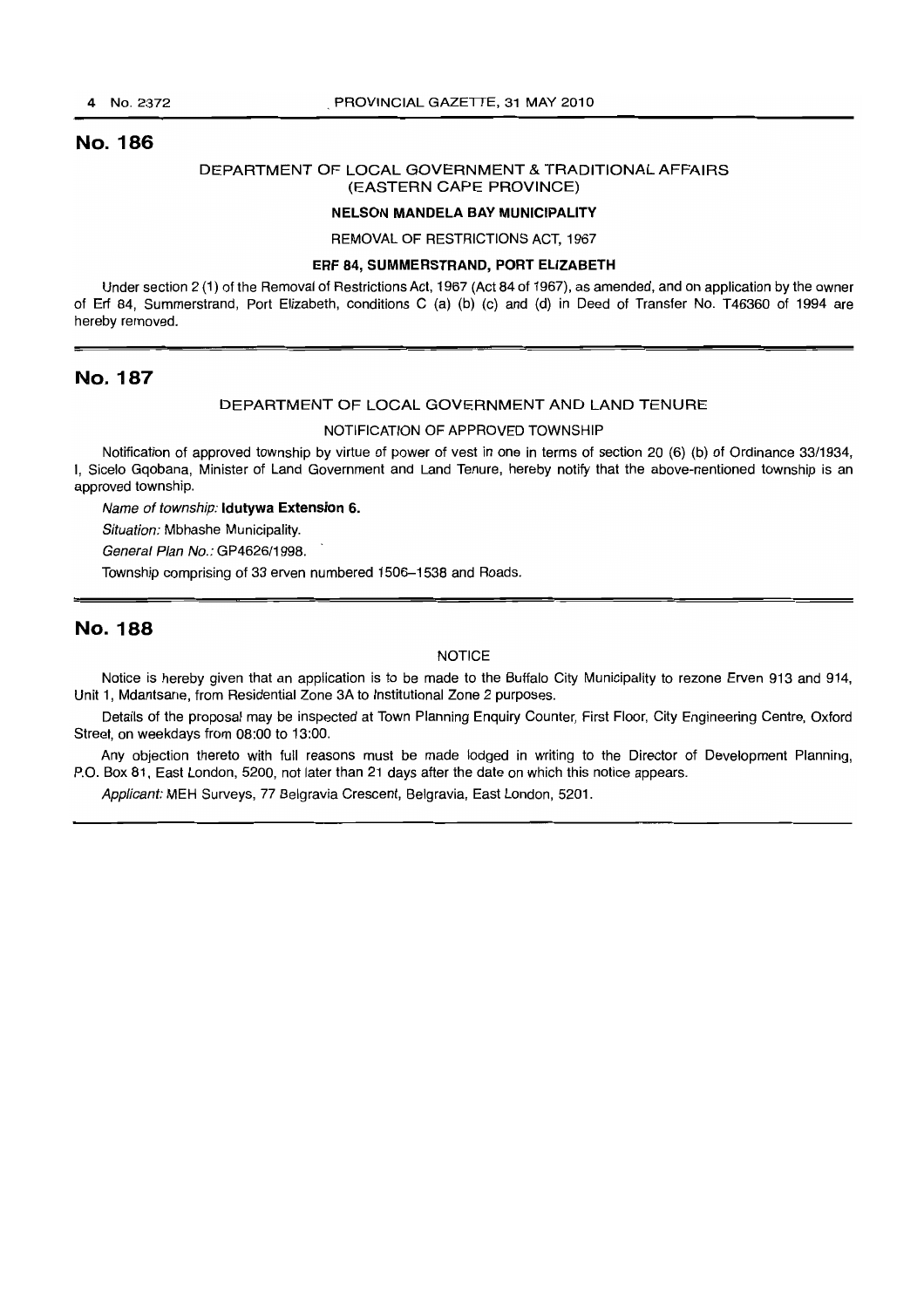## No. 186

DEPARTMENT OF LOCAL GOVERNMENT & TRADITIONAL AFFAIRS
(EASTERN CAPE PROVINCE)

**NELSON MANDELA BAY MUNICIPALITY**

REMOVAL OF RESTRICTIONS ACT, 1967

**ERF 84, SUMMERSTRAND, PORT ELIZABETH**

Under section 2 (1) of the Removal of Restrictions Act, 1967 (Act 84 of 1967), as amended, and on application by the owner of Erf 84, Summerstrand, Port Elizabeth, conditions C (a) (b) (c) and (d) in Deed of Transfer No. T46360 of 1994 are hereby removed.

## No. 187

DEPARTMENT OF LOCAL GOVERNMENT AND LAND TENURE

NOTIFICATION OF APPROVED TOWNSHIP

Notification of approved township by virtue of power of vest in one in terms of section 20 (6) (b) of Ordinance 33/1934, I, Sicelo Gqobana, Minister of Land Government and Land Tenure, hereby notify that the above-nentioned township is an approved township.

*Name of township:* **Idutywa Extension 6.**

*Situation:* Mbhashe Municipality.

*General Plan No.:* GP4626/1998.

Township comprising of 33 erven numbered 1506–1538 and Roads.

## No. 188

NOTICE

Notice is hereby given that an application is to be made to the Buffalo City Municipality to rezone Erven 913 and 914, Unit 1, Mdantsane, from Residential Zone 3A to Institutional Zone 2 purposes.

Details of the proposal may be inspected at Town Planning Enquiry Counter, First Floor, City Engineering Centre, Oxford Street, on weekdays from 08:00 to 13:00.

Any objection thereto with full reasons must be made lodged in writing to the Director of Development Planning, P.O. Box 81, East London, 5200, not later than 21 days after the date on which this notice appears.

*Applicant:* MEH Surveys, 77 Belgravia Crescent, Belgravia, East London, 5201.